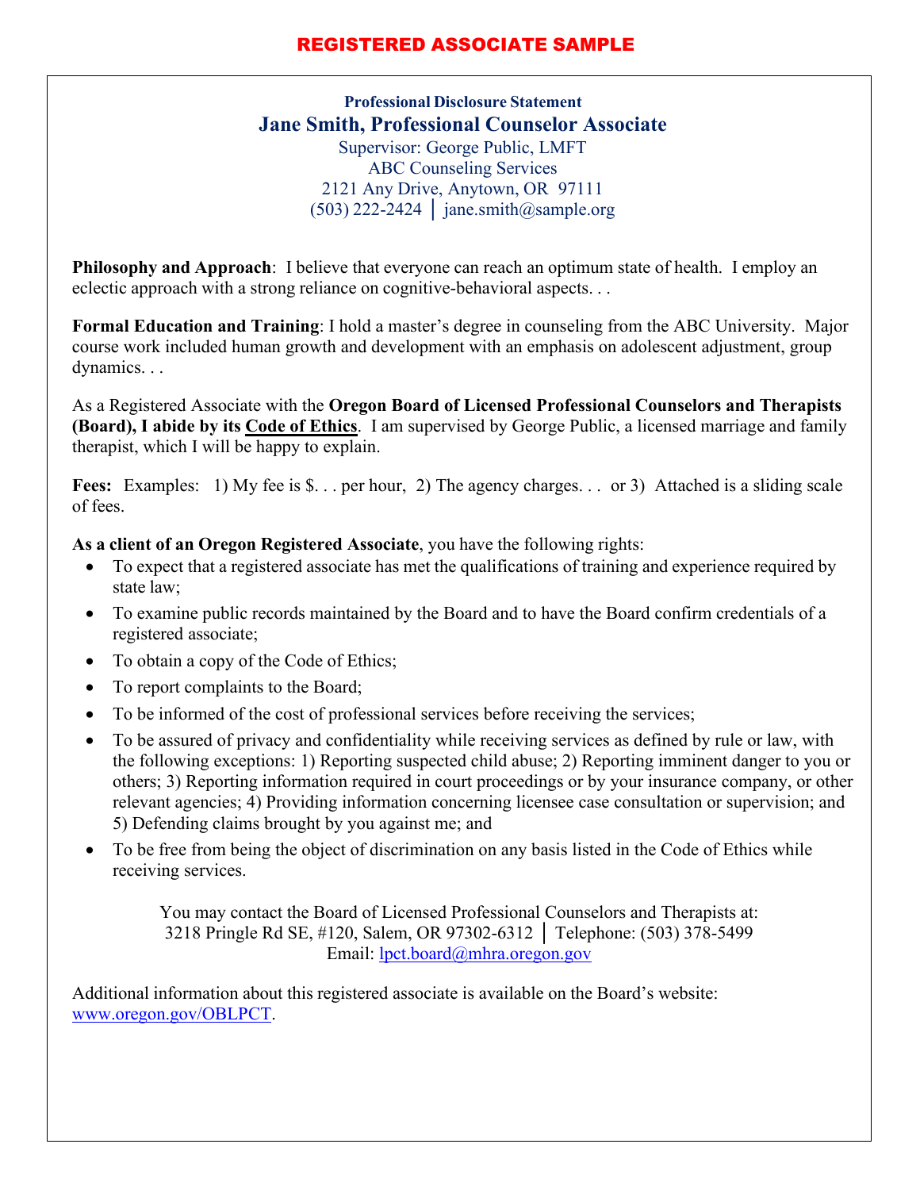# REGISTERED ASSOCIATE SAMPLE

**Professional Disclosure Statement**

## Jane Smith, Professional Counselor Associate

Supervisor: George Public, LMFT
ABC Counseling Services
2121 Any Drive, Anytown, OR 97111
(503) 222-2424 │ jane.smith@sample.org

**Philosophy and Approach**: I believe that everyone can reach an optimum state of health. I employ an eclectic approach with a strong reliance on cognitive-behavioral aspects. . .

**Formal Education and Training**: I hold a master's degree in counseling from the ABC University. Major course work included human growth and development with an emphasis on adolescent adjustment, group dynamics. . .

As a Registered Associate with the **Oregon Board of Licensed Professional Counselors and Therapists (Board), I abide by its Code of Ethics**. I am supervised by George Public, a licensed marriage and family therapist, which I will be happy to explain.

**Fees:** Examples: 1) My fee is $. . . per hour, 2) The agency charges. . . or 3) Attached is a sliding scale of fees.

**As a client of an Oregon Registered Associate**, you have the following rights:

- To expect that a registered associate has met the qualifications of training and experience required by state law;
- To examine public records maintained by the Board and to have the Board confirm credentials of a registered associate;
- To obtain a copy of the Code of Ethics;
- To report complaints to the Board;
- To be informed of the cost of professional services before receiving the services;
- To be assured of privacy and confidentiality while receiving services as defined by rule or law, with the following exceptions: 1) Reporting suspected child abuse; 2) Reporting imminent danger to you or others; 3) Reporting information required in court proceedings or by your insurance company, or other relevant agencies; 4) Providing information concerning licensee case consultation or supervision; and 5) Defending claims brought by you against me; and
- To be free from being the object of discrimination on any basis listed in the Code of Ethics while receiving services.

You may contact the Board of Licensed Professional Counselors and Therapists at:
3218 Pringle Rd SE, #120, Salem, OR 97302-6312 │ Telephone: (503) 378-5499
Email: lpct.board@mhra.oregon.gov

Additional information about this registered associate is available on the Board's website: www.oregon.gov/OBLPCT.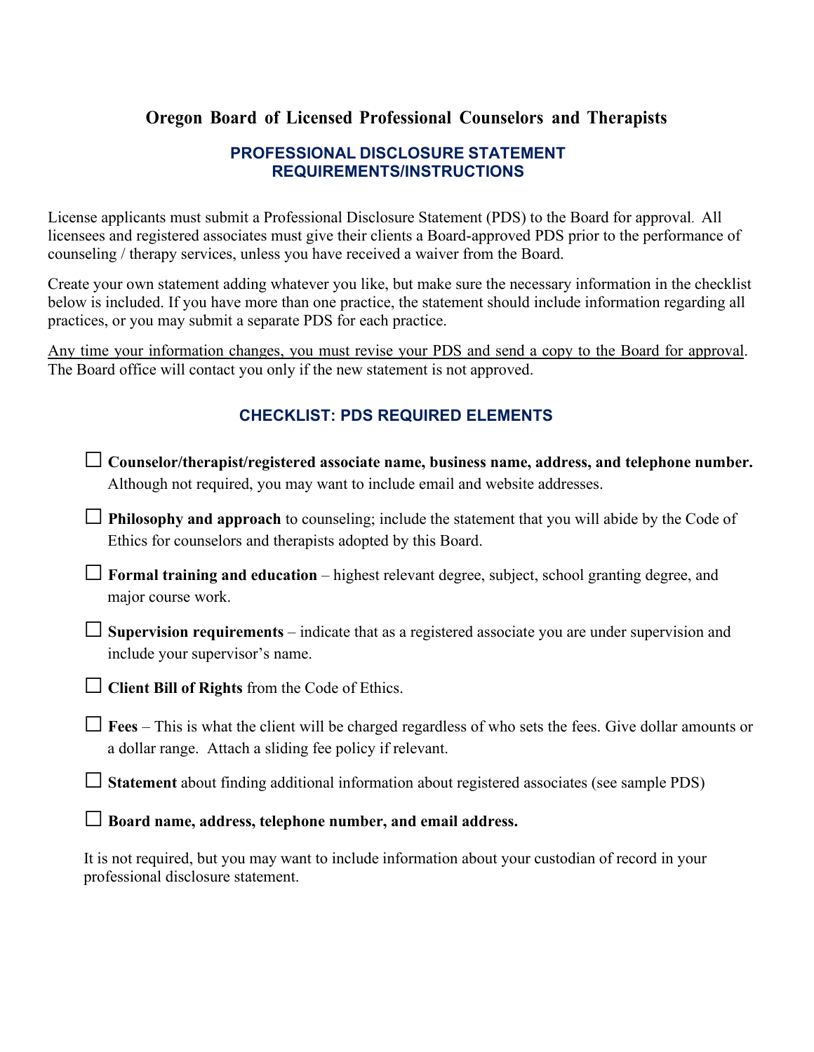# Oregon Board of Licensed Professional Counselors and Therapists

## PROFESSIONAL DISCLOSURE STATEMENT REQUIREMENTS/INSTRUCTIONS

License applicants must submit a Professional Disclosure Statement (PDS) to the Board for approval. All licensees and registered associates must give their clients a Board-approved PDS prior to the performance of counseling / therapy services, unless you have received a waiver from the Board.

Create your own statement adding whatever you like, but make sure the necessary information in the checklist below is included. If you have more than one practice, the statement should include information regarding all practices, or you may submit a separate PDS for each practice.

<u>Any time your information changes, you must revise your PDS and send a copy to the Board for approval</u>. The Board office will contact you only if the new statement is not approved.

## CHECKLIST: PDS REQUIRED ELEMENTS

☐ **Counselor/therapist/registered associate name, business name, address, and telephone number.** Although not required, you may want to include email and website addresses.

☐ **Philosophy and approach** to counseling; include the statement that you will abide by the Code of Ethics for counselors and therapists adopted by this Board.

☐ **Formal training and education** – highest relevant degree, subject, school granting degree, and major course work.

☐ **Supervision requirements** – indicate that as a registered associate you are under supervision and include your supervisor's name.

☐ **Client Bill of Rights** from the Code of Ethics.

☐ **Fees** – This is what the client will be charged regardless of who sets the fees. Give dollar amounts or a dollar range. Attach a sliding fee policy if relevant.

☐ **Statement** about finding additional information about registered associates (see sample PDS)

☐ **Board name, address, telephone number, and email address.**

It is not required, but you may want to include information about your custodian of record in your professional disclosure statement.